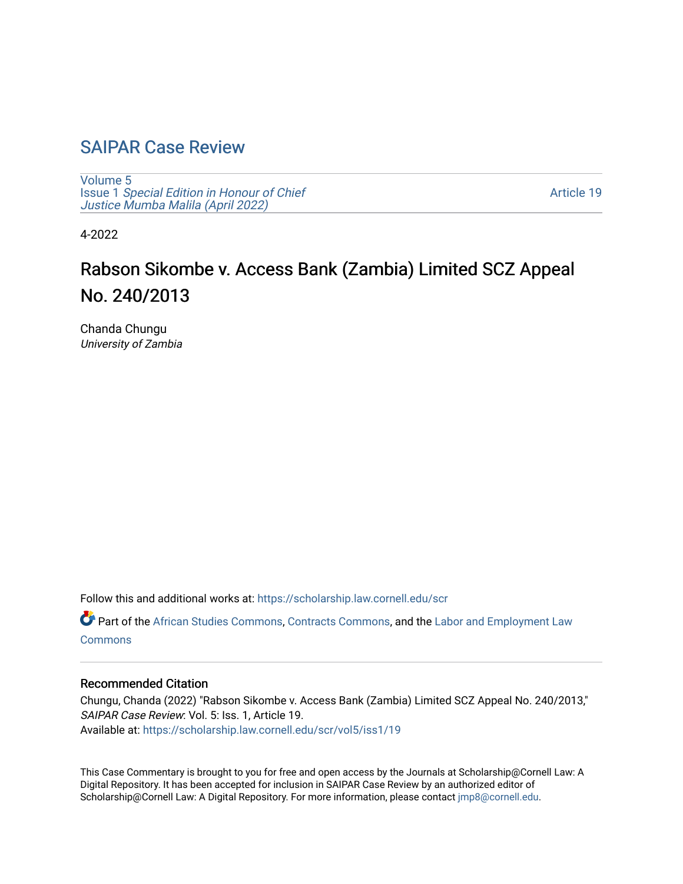# SAIPAR Case Review

Volume 5
Issue 1 *Special Edition in Honour of Chief Justice Mumba Malila (April 2022)*

Article 19

4-2022

## Rabson Sikombe v. Access Bank (Zambia) Limited SCZ Appeal No. 240/2013

Chanda Chungu
*University of Zambia*

Follow this and additional works at: https://scholarship.law.cornell.edu/scr

Part of the African Studies Commons, Contracts Commons, and the Labor and Employment Law Commons

### Recommended Citation

Chungu, Chanda (2022) "Rabson Sikombe v. Access Bank (Zambia) Limited SCZ Appeal No. 240/2013," *SAIPAR Case Review*: Vol. 5: Iss. 1, Article 19.
Available at: https://scholarship.law.cornell.edu/scr/vol5/iss1/19

This Case Commentary is brought to you for free and open access by the Journals at Scholarship@Cornell Law: A Digital Repository. It has been accepted for inclusion in SAIPAR Case Review by an authorized editor of Scholarship@Cornell Law: A Digital Repository. For more information, please contact jmp8@cornell.edu.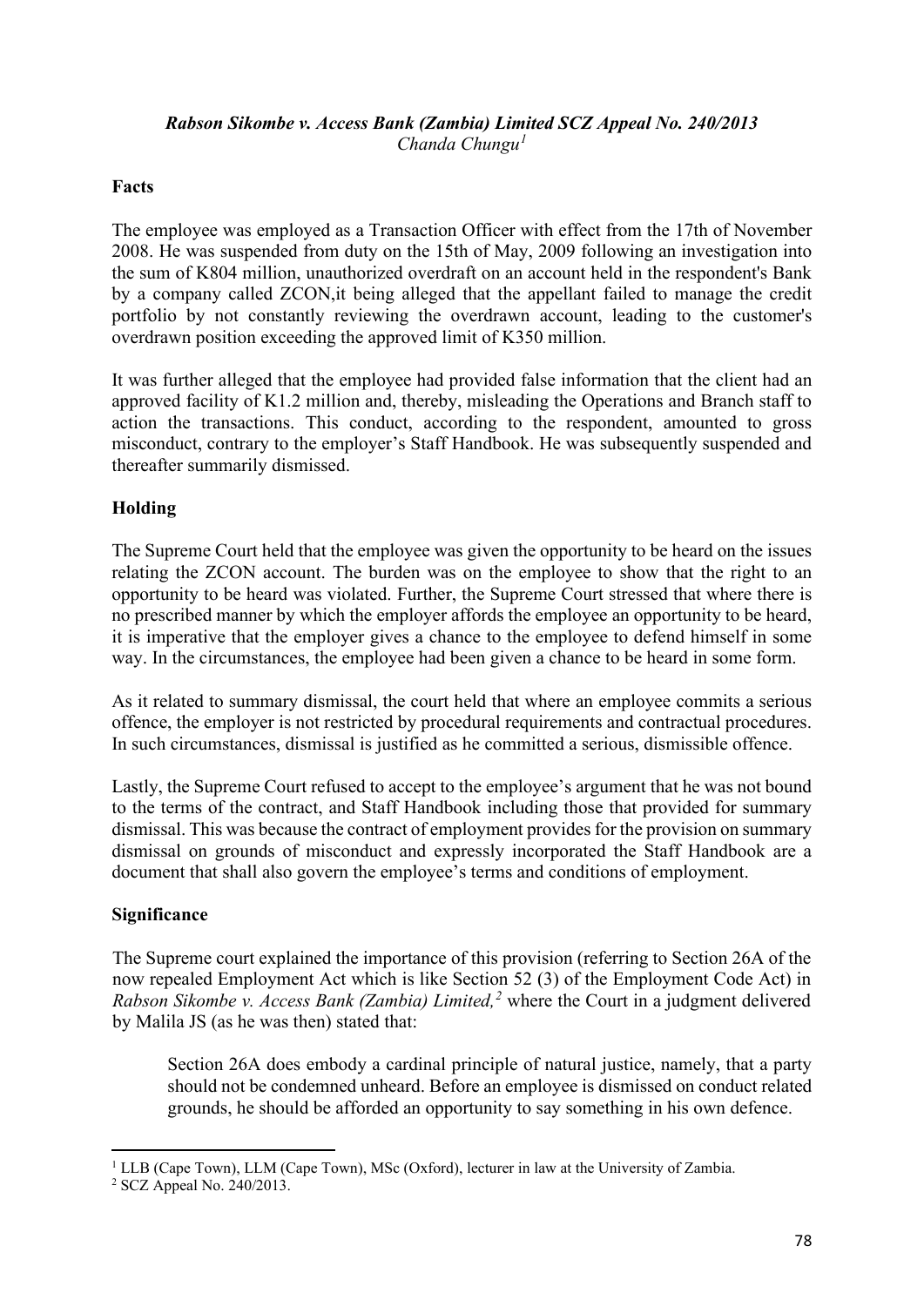***Rabson Sikombe v. Access Bank (Zambia) Limited SCZ Appeal No. 240/2013***
*Chanda Chungu*[1]

**Facts**

The employee was employed as a Transaction Officer with effect from the 17th of November 2008. He was suspended from duty on the 15th of May, 2009 following an investigation into the sum of K804 million, unauthorized overdraft on an account held in the respondent's Bank by a company called ZCON,it being alleged that the appellant failed to manage the credit portfolio by not constantly reviewing the overdrawn account, leading to the customer's overdrawn position exceeding the approved limit of K350 million.

It was further alleged that the employee had provided false information that the client had an approved facility of K1.2 million and, thereby, misleading the Operations and Branch staff to action the transactions. This conduct, according to the respondent, amounted to gross misconduct, contrary to the employer's Staff Handbook. He was subsequently suspended and thereafter summarily dismissed.

**Holding**

The Supreme Court held that the employee was given the opportunity to be heard on the issues relating the ZCON account. The burden was on the employee to show that the right to an opportunity to be heard was violated. Further, the Supreme Court stressed that where there is no prescribed manner by which the employer affords the employee an opportunity to be heard, it is imperative that the employer gives a chance to the employee to defend himself in some way. In the circumstances, the employee had been given a chance to be heard in some form.

As it related to summary dismissal, the court held that where an employee commits a serious offence, the employer is not restricted by procedural requirements and contractual procedures. In such circumstances, dismissal is justified as he committed a serious, dismissible offence.

Lastly, the Supreme Court refused to accept to the employee's argument that he was not bound to the terms of the contract, and Staff Handbook including those that provided for summary dismissal. This was because the contract of employment provides for the provision on summary dismissal on grounds of misconduct and expressly incorporated the Staff Handbook are a document that shall also govern the employee's terms and conditions of employment.

**Significance**

The Supreme court explained the importance of this provision (referring to Section 26A of the now repealed Employment Act which is like Section 52 (3) of the Employment Code Act) in *Rabson Sikombe v. Access Bank (Zambia) Limited,*[2] where the Court in a judgment delivered by Malila JS (as he was then) stated that:

> Section 26A does embody a cardinal principle of natural justice, namely, that a party should not be condemned unheard. Before an employee is dismissed on conduct related grounds, he should be afforded an opportunity to say something in his own defence.

---

[1] LLB (Cape Town), LLM (Cape Town), MSc (Oxford), lecturer in law at the University of Zambia.

[2] SCZ Appeal No. 240/2013.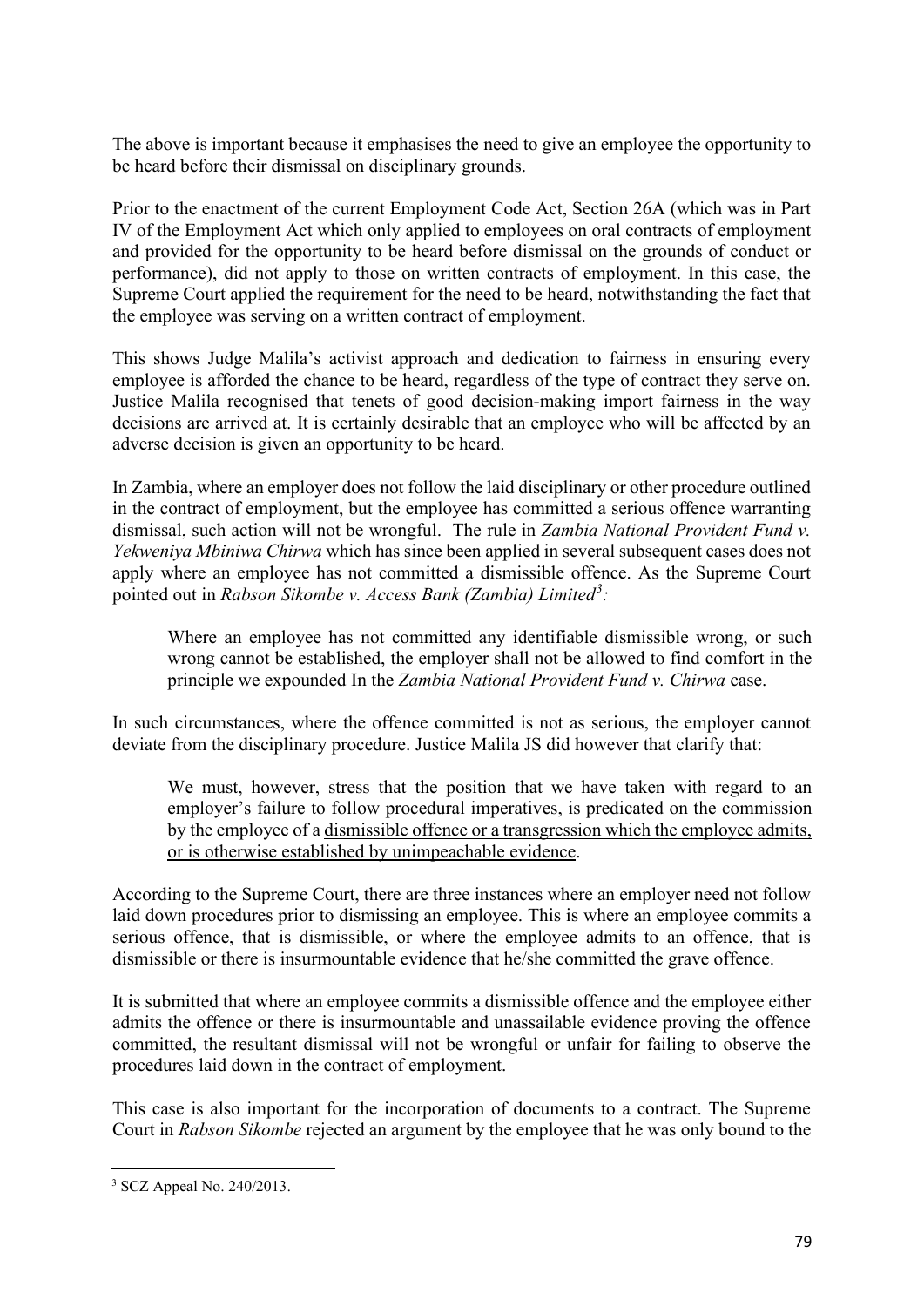The above is important because it emphasises the need to give an employee the opportunity to be heard before their dismissal on disciplinary grounds.

Prior to the enactment of the current Employment Code Act, Section 26A (which was in Part IV of the Employment Act which only applied to employees on oral contracts of employment and provided for the opportunity to be heard before dismissal on the grounds of conduct or performance), did not apply to those on written contracts of employment. In this case, the Supreme Court applied the requirement for the need to be heard, notwithstanding the fact that the employee was serving on a written contract of employment.

This shows Judge Malila's activist approach and dedication to fairness in ensuring every employee is afforded the chance to be heard, regardless of the type of contract they serve on. Justice Malila recognised that tenets of good decision-making import fairness in the way decisions are arrived at. It is certainly desirable that an employee who will be affected by an adverse decision is given an opportunity to be heard.

In Zambia, where an employer does not follow the laid disciplinary or other procedure outlined in the contract of employment, but the employee has committed a serious offence warranting dismissal, such action will not be wrongful. The rule in *Zambia National Provident Fund v. Yekweniya Mbiniwa Chirwa* which has since been applied in several subsequent cases does not apply where an employee has not committed a dismissible offence. As the Supreme Court pointed out in *Rabson Sikombe v. Access Bank (Zambia) Limited*[3]*:*

> Where an employee has not committed any identifiable dismissible wrong, or such wrong cannot be established, the employer shall not be allowed to find comfort in the principle we expounded In the *Zambia National Provident Fund v. Chirwa* case.

In such circumstances, where the offence committed is not as serious, the employer cannot deviate from the disciplinary procedure. Justice Malila JS did however that clarify that:

> We must, however, stress that the position that we have taken with regard to an employer's failure to follow procedural imperatives, is predicated on the commission by the employee of a <u>dismissible offence or a transgression which the employee admits, or is otherwise established by unimpeachable evidence</u>.

According to the Supreme Court, there are three instances where an employer need not follow laid down procedures prior to dismissing an employee. This is where an employee commits a serious offence, that is dismissible, or where the employee admits to an offence, that is dismissible or there is insurmountable evidence that he/she committed the grave offence.

It is submitted that where an employee commits a dismissible offence and the employee either admits the offence or there is insurmountable and unassailable evidence proving the offence committed, the resultant dismissal will not be wrongful or unfair for failing to observe the procedures laid down in the contract of employment.

This case is also important for the incorporation of documents to a contract. The Supreme Court in *Rabson Sikombe* rejected an argument by the employee that he was only bound to the

---

[3] SCZ Appeal No. 240/2013.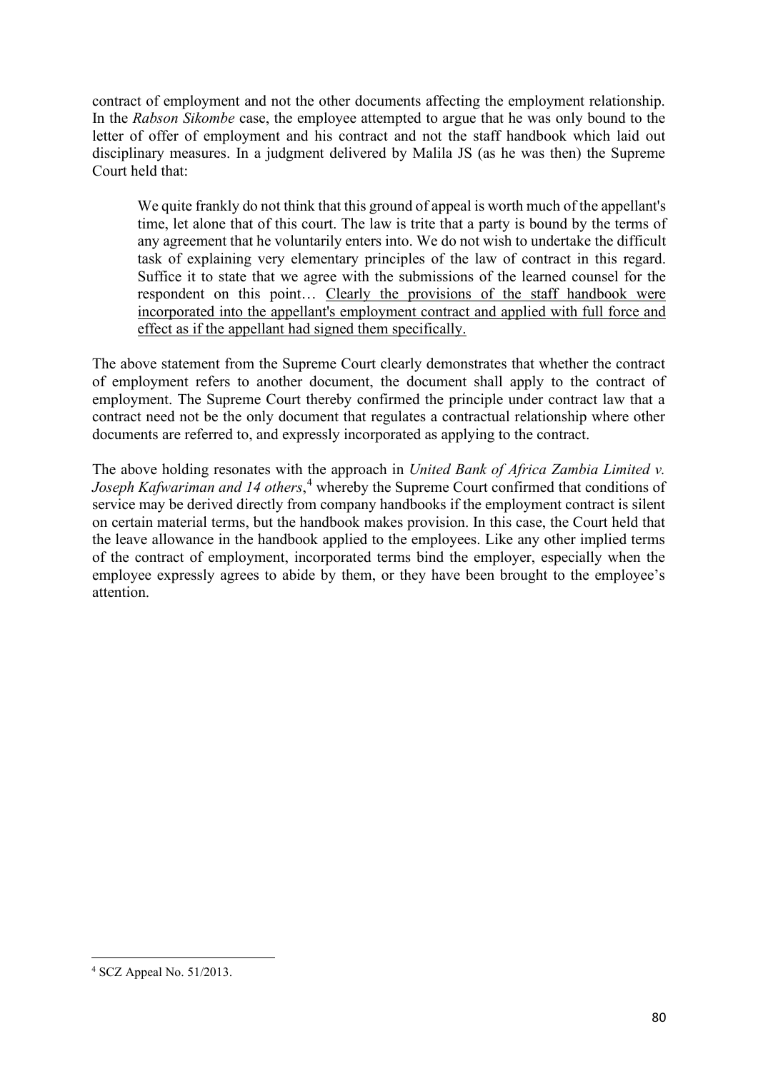contract of employment and not the other documents affecting the employment relationship. In the *Rabson Sikombe* case, the employee attempted to argue that he was only bound to the letter of offer of employment and his contract and not the staff handbook which laid out disciplinary measures. In a judgment delivered by Malila JS (as he was then) the Supreme Court held that:

> We quite frankly do not think that this ground of appeal is worth much of the appellant's time, let alone that of this court. The law is trite that a party is bound by the terms of any agreement that he voluntarily enters into. We do not wish to undertake the difficult task of explaining very elementary principles of the law of contract in this regard. Suffice it to state that we agree with the submissions of the learned counsel for the respondent on this point… <u>Clearly the provisions of the staff handbook were incorporated into the appellant's employment contract and applied with full force and effect as if the appellant had signed them specifically.</u>

The above statement from the Supreme Court clearly demonstrates that whether the contract of employment refers to another document, the document shall apply to the contract of employment. The Supreme Court thereby confirmed the principle under contract law that a contract need not be the only document that regulates a contractual relationship where other documents are referred to, and expressly incorporated as applying to the contract.

The above holding resonates with the approach in *United Bank of Africa Zambia Limited v. Joseph Kafwariman and 14 others*,[4] whereby the Supreme Court confirmed that conditions of service may be derived directly from company handbooks if the employment contract is silent on certain material terms, but the handbook makes provision. In this case, the Court held that the leave allowance in the handbook applied to the employees. Like any other implied terms of the contract of employment, incorporated terms bind the employer, especially when the employee expressly agrees to abide by them, or they have been brought to the employee's attention.

[4] SCZ Appeal No. 51/2013.